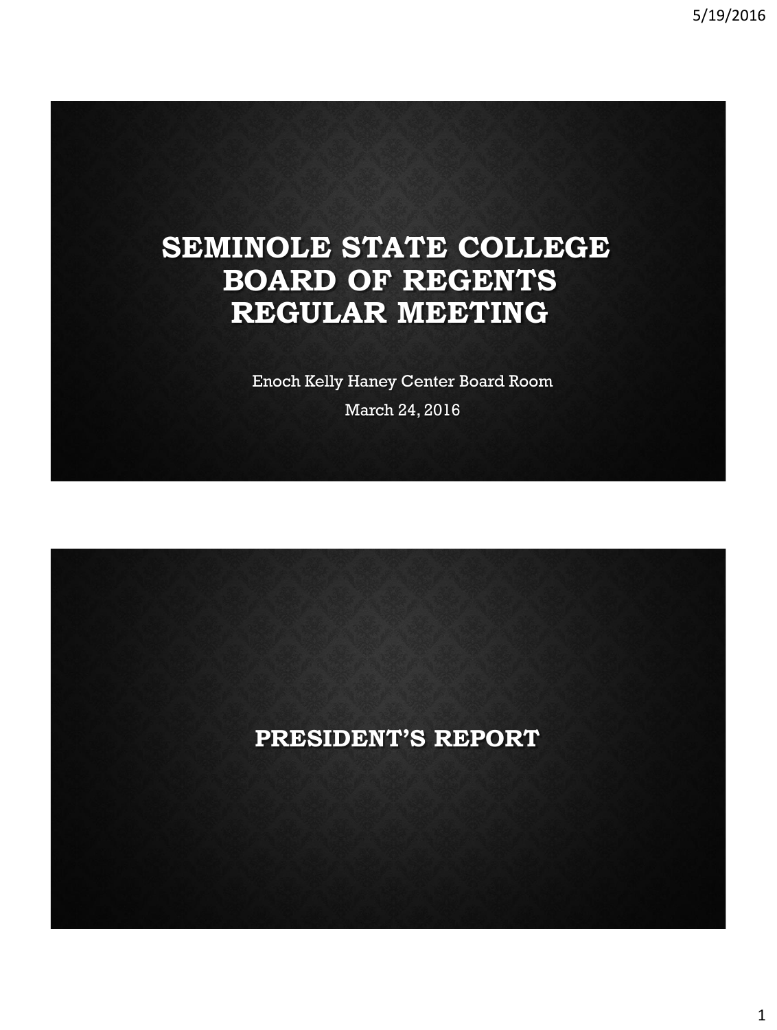# SEMINOLE STATE COLLEGE BOARD OF REGENTS REGULAR MEETING

Enoch Kelly Haney Center Board Room

March 24, 2016

# PRESIDENT'S REPORT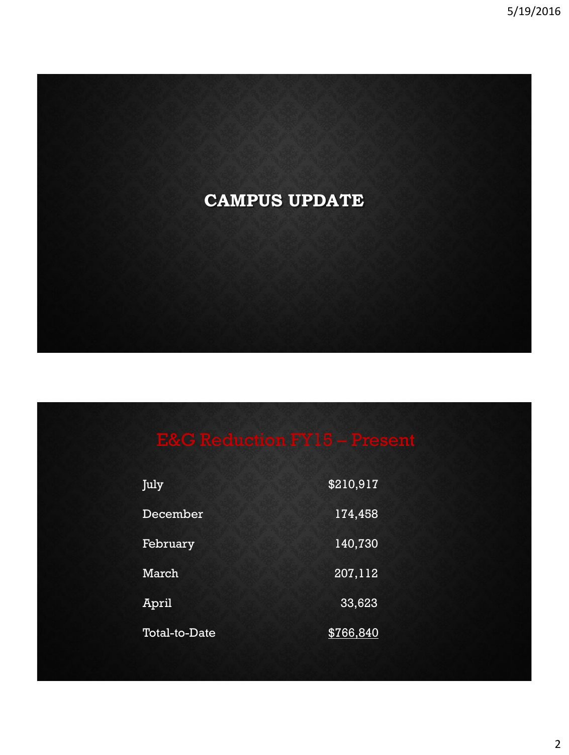# CAMPUS UPDATE

## E&G Reduction FY15 – Present

| | |
|---|---:|
| July | $210,917 |
| December | 174,458 |
| February | 140,730 |
| March | 207,112 |
| April | 33,623 |
| Total-to-Date | $766,840 |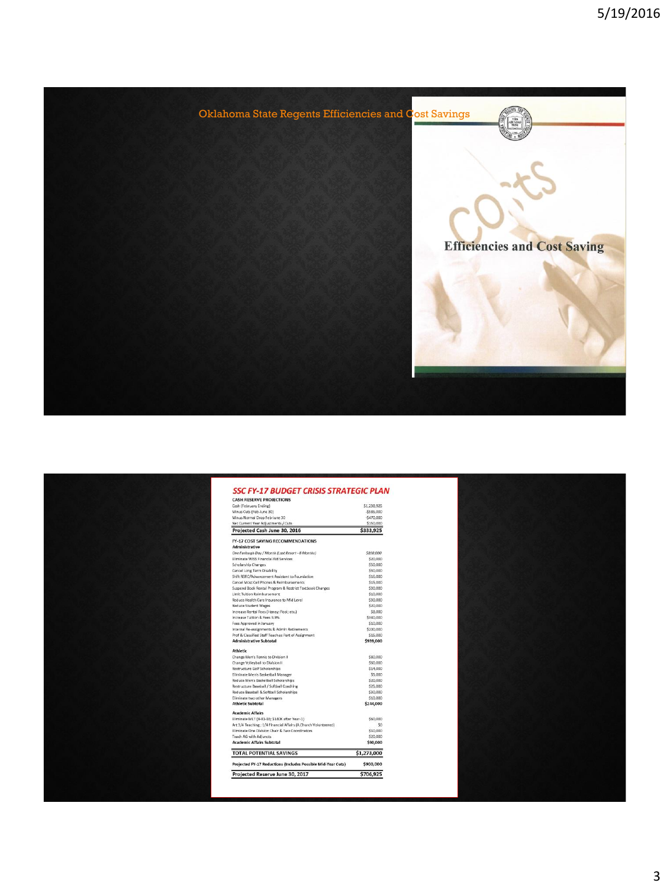## Oklahoma State Regents Efficiencies and Cost Savings

Efficiencies and Cost Saving

## SSC FY-17 BUDGET CRISIS STRATEGIC PLAN

| CASH RESERVE PROJECTIONS | |
|---|---|
| Cash (February Ending) | $1,238,925 |
| Minus Cuts (Feb-June 30) | -$585,000 |
| Minus Normal Drop Feb-June 30 | -$470,000 |
| Net Current Year Adjustments / Cuts | $150,000 |
| **Projected Cash June 30, 2016** | **$333,925** |
| **FY-17 COST SAVING RECOMMENDATIONS** | |
| **Administrative** | |
| *One Furlough Day / Month (Last Resort - 8 Months)* | *$160,000* |
| Eliminate WISS Financial Aid Services | $20,000 |
| Scholarship Changes | $50,000 |
| Cancel Long Term Disability | $50,000 |
| Shift RBRC/Advancement Assistant to Foundation | $16,000 |
| Cancel Most Cell Phones & Reimbursements | $15,000 |
| Suspend Book Rental Program & Restrict Textbook Changes | $30,000 |
| Limit Tuition Reimbursement | $10,000 |
| Reduce Health Care Insurance to Mid Level | $30,000 |
| Reduce Student Wages | $20,000 |
| Increase Rental Fees (Honey; Pool; etc.) | $8,000 |
| Increase Tuition & Fees 9.9% | $340,000 |
| Fees Approved in January | $10,000 |
| Internal Re-assignments & Admin Retirements | $100,000 |
| Prof & Classified Staff Teach as Part of Assignment | $15,000 |
| **Administrative Subtotal** | **$939,000** |
| **Athletic** | |
| Change Men's Tennis to Division II | $80,000 |
| Change Volleyball to Division II | $50,000 |
| Restructure Golf Scholarships | $14,000 |
| Eliminate Men's Basketball Manager | $5,000 |
| Reduce Men's Basketball Scholarships | $20,000 |
| Restructure Baseball / Softball Coaching | $25,000 |
| Reduce Baseball & Softball Scholarships | $30,000 |
| Eliminate two other Managers | $10,000 |
| **Athletic Subtotal** | **$244,000** |
| **Academic Affairs** | |
| Eliminate MLT (8-31-16; $140K after Year-1) | $60,000 |
| Art 3/4 Teaching ; 1/4 Financial Affairs (A.Church Volunteered) | $0 |
| Eliminate One Division Chair & Two Coordinators | $10,000 |
| Teach AG with Adjuncts | $20,000 |
| **Academic Affairs Subtotal** | **$90,000** |
| **TOTAL POTENTIAL SAVINGS** | **$1,273,000** |
| **Projected FY-17 Reductions (Includes Possible Mid-Year Cuts)** | **$900,000** |
| **Projected Reserve June 30, 2017** | **$706,925** |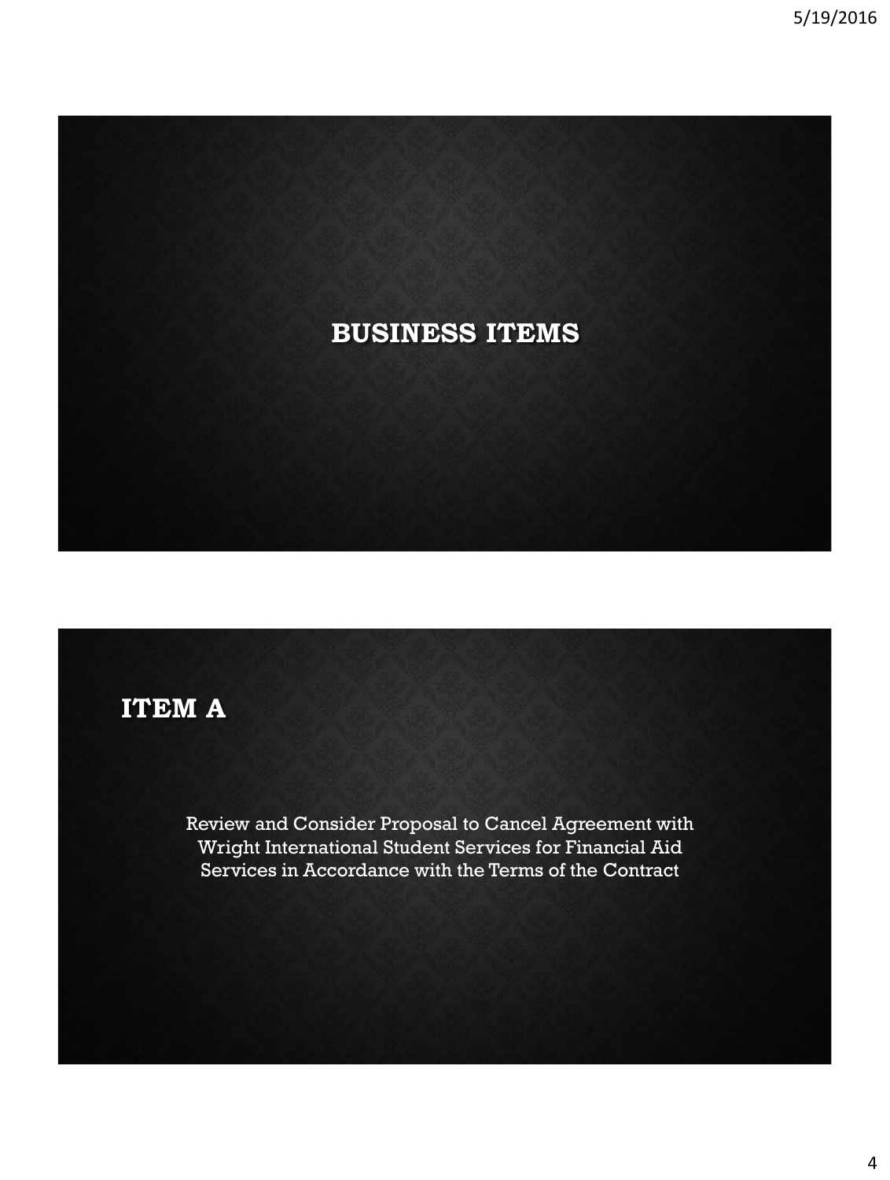# BUSINESS ITEMS

## ITEM A

Review and Consider Proposal to Cancel Agreement with Wright International Student Services for Financial Aid Services in Accordance with the Terms of the Contract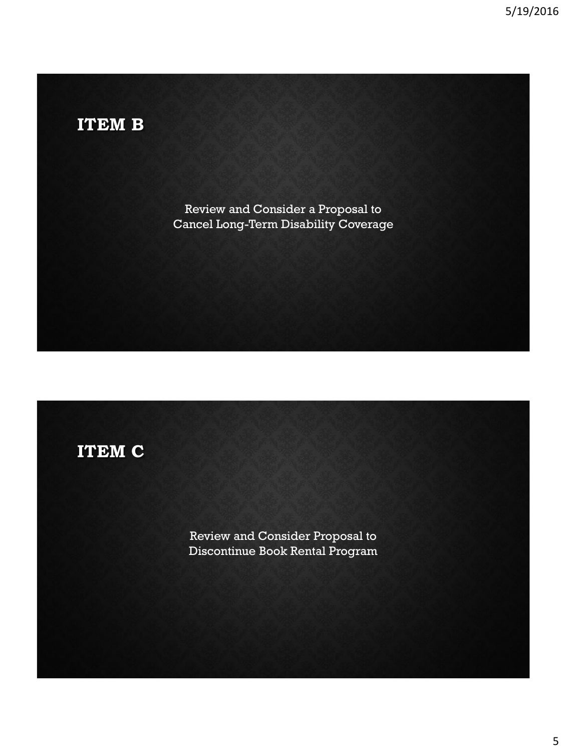## ITEM B

Review and Consider a Proposal to
Cancel Long-Term Disability Coverage

## ITEM C

Review and Consider Proposal to
Discontinue Book Rental Program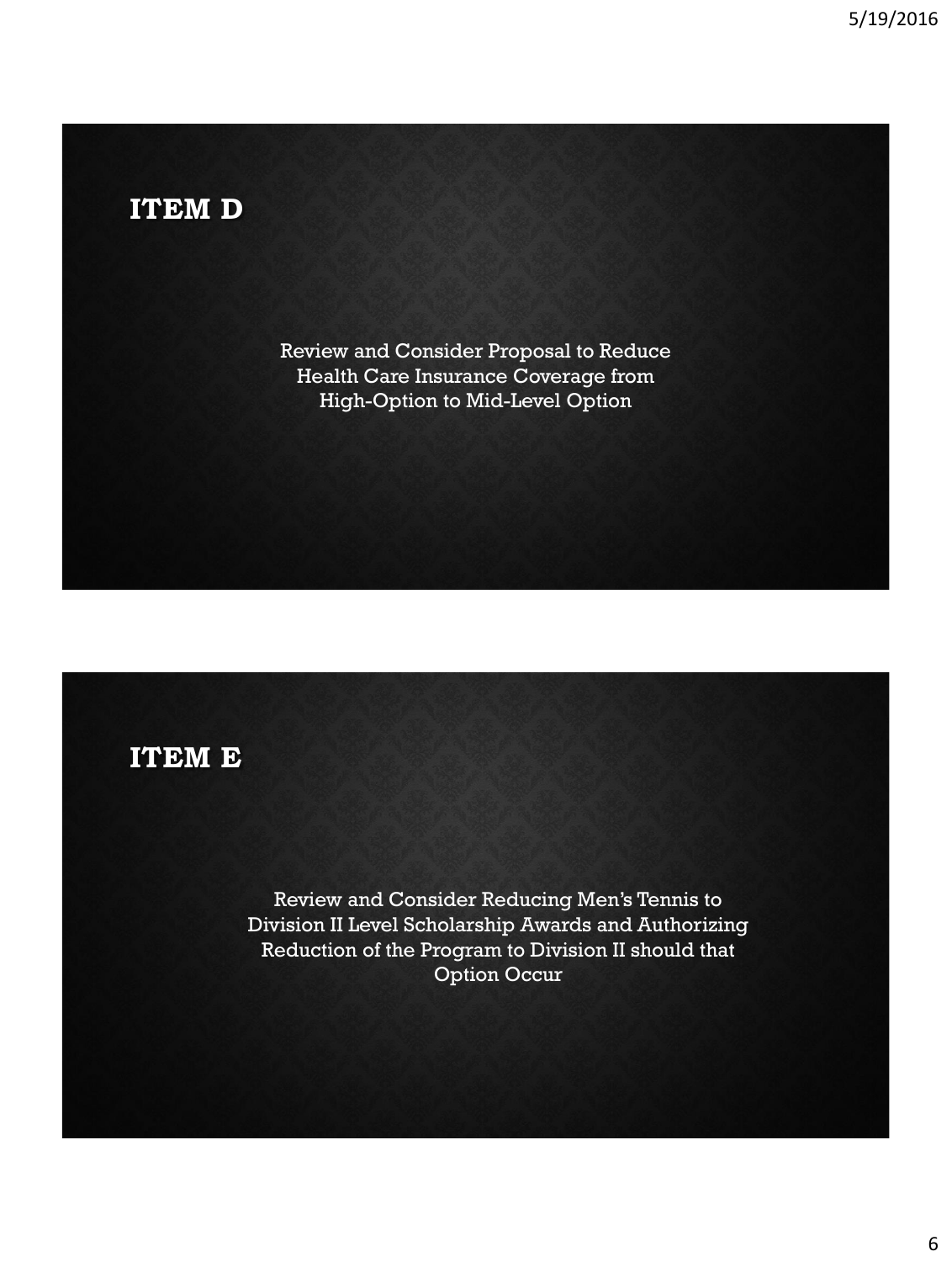## ITEM D

Review and Consider Proposal to Reduce Health Care Insurance Coverage from High-Option to Mid-Level Option

## ITEM E

Review and Consider Reducing Men's Tennis to Division II Level Scholarship Awards and Authorizing Reduction of the Program to Division II should that Option Occur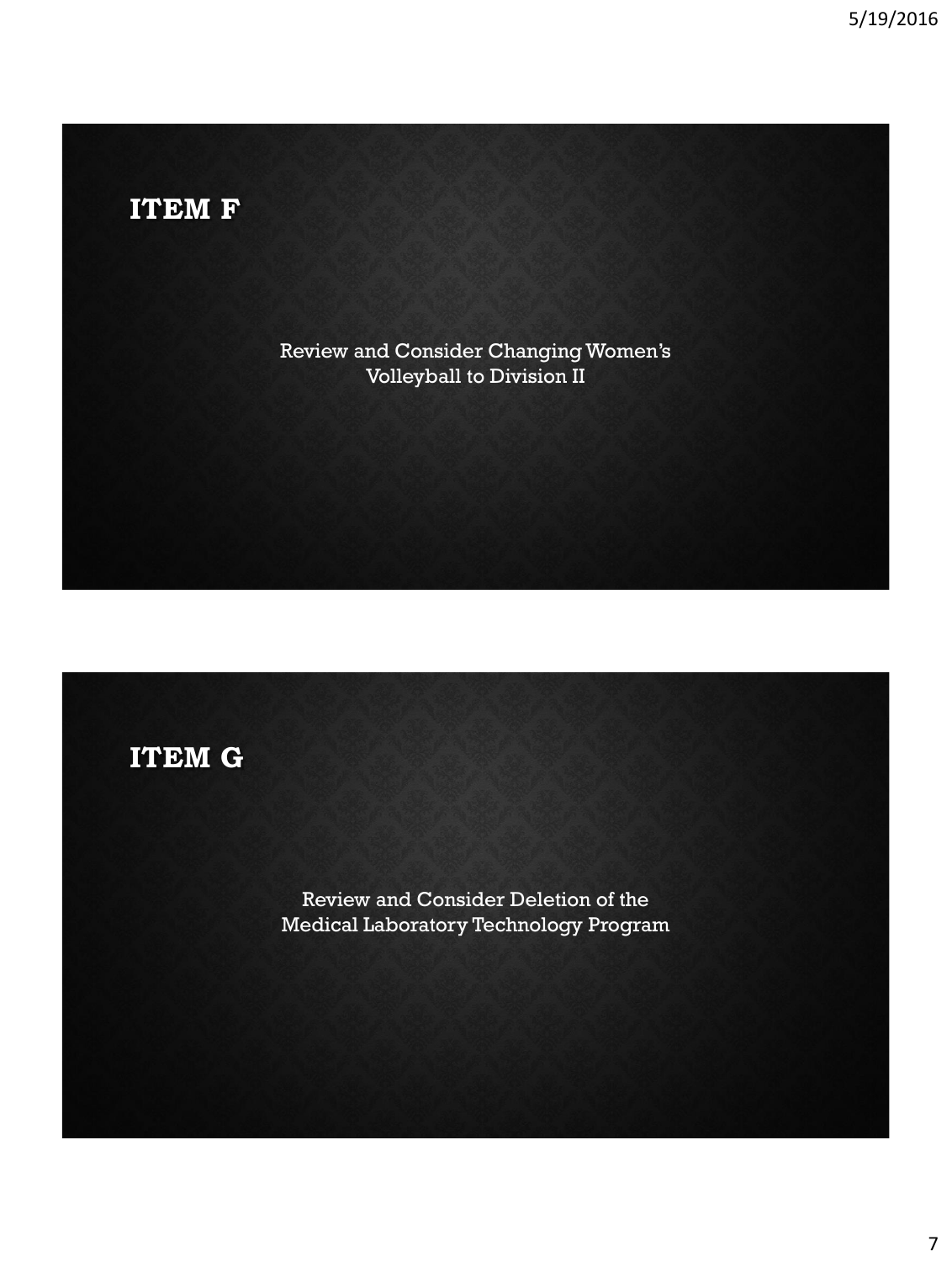## ITEM F

Review and Consider Changing Women's Volleyball to Division II

## ITEM G

Review and Consider Deletion of the Medical Laboratory Technology Program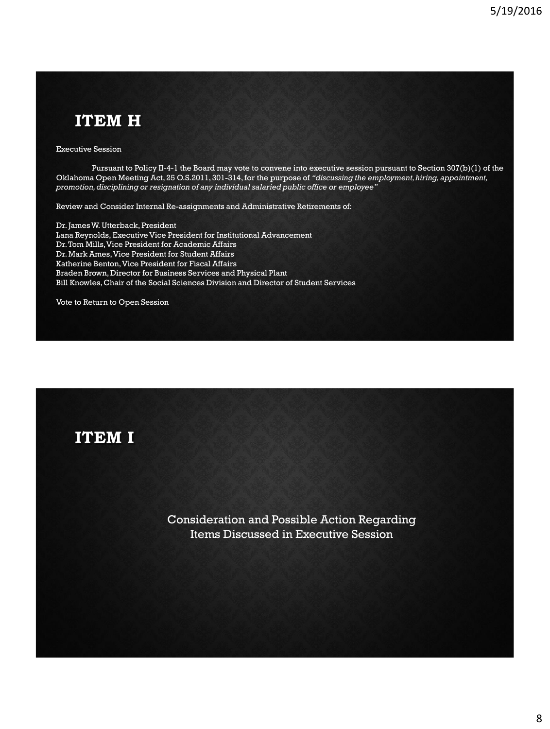## ITEM H

Executive Session

Pursuant to Policy II-4-1 the Board may vote to convene into executive session pursuant to Section 307(b)(1) of the Oklahoma Open Meeting Act, 25 O.S.2011, 301-314, for the purpose of *"discussing the employment, hiring, appointment, promotion, disciplining or resignation of any individual salaried public office or employee"*

Review and Consider Internal Re-assignments and Administrative Retirements of:

Dr. James W. Utterback, President
Lana Reynolds, Executive Vice President for Institutional Advancement
Dr. Tom Mills, Vice President for Academic Affairs
Dr. Mark Ames, Vice President for Student Affairs
Katherine Benton, Vice President for Fiscal Affairs
Braden Brown, Director for Business Services and Physical Plant
Bill Knowles, Chair of the Social Sciences Division and Director of Student Services

Vote to Return to Open Session

## ITEM I

Consideration and Possible Action Regarding Items Discussed in Executive Session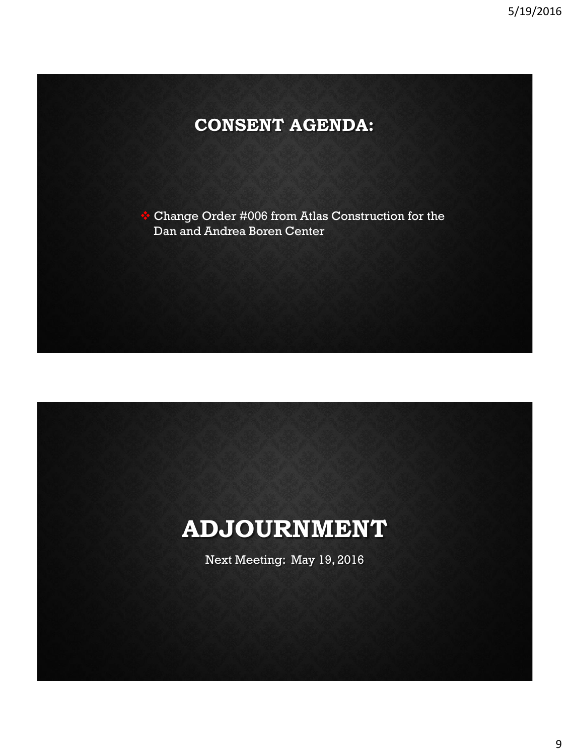## CONSENT AGENDA:

- Change Order #006 from Atlas Construction for the Dan and Andrea Boren Center

# ADJOURNMENT

Next Meeting: May 19, 2016